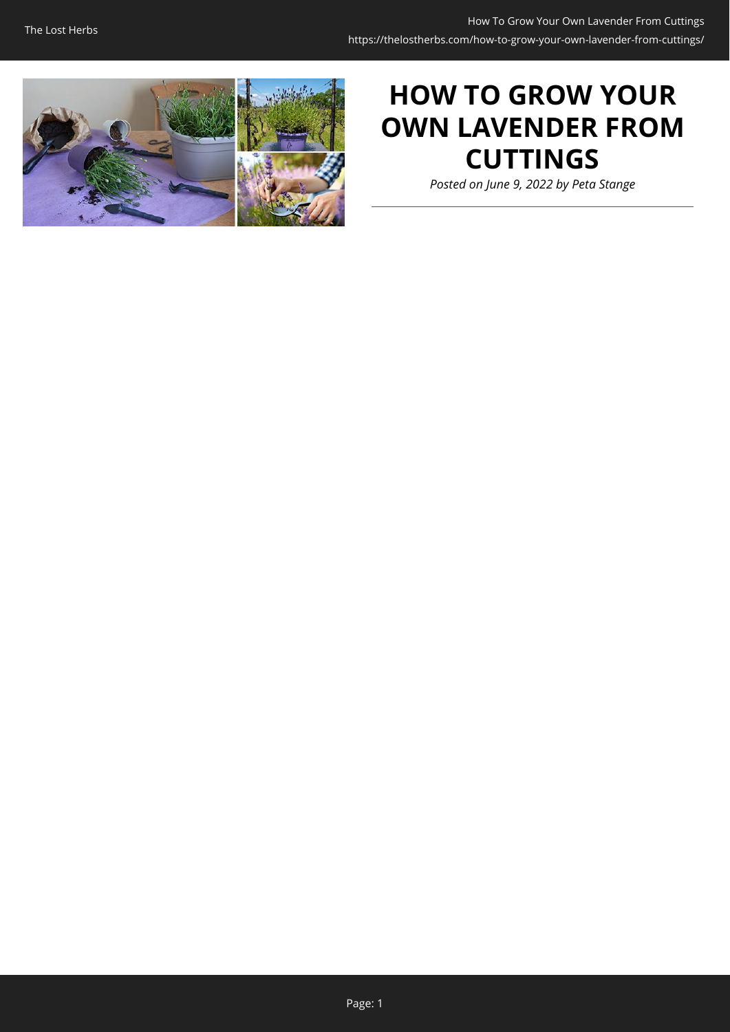# HOW TO GROW YOUR OWN LAVENDER FROM CUTTINGS

*Posted on June 9, 2022 by Peta Stange*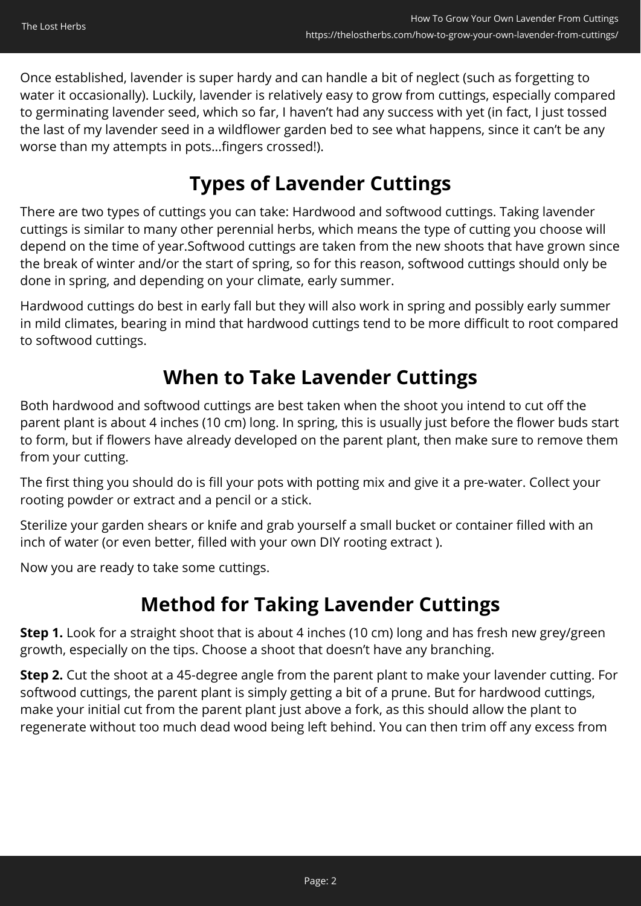Once established, lavender is super hardy and can handle a bit of neglect (such as forgetting to water it occasionally). Luckily, lavender is relatively easy to grow from cuttings, especially compared to germinating lavender seed, which so far, I haven't had any success with yet (in fact, I just tossed the last of my lavender seed in a wildflower garden bed to see what happens, since it can't be any worse than my attempts in pots…fingers crossed!).

## Types of Lavender Cuttings

There are two types of cuttings you can take: Hardwood and softwood cuttings. Taking lavender cuttings is similar to many other perennial herbs, which means the type of cutting you choose will depend on the time of year.Softwood cuttings are taken from the new shoots that have grown since the break of winter and/or the start of spring, so for this reason, softwood cuttings should only be done in spring, and depending on your climate, early summer.

Hardwood cuttings do best in early fall but they will also work in spring and possibly early summer in mild climates, bearing in mind that hardwood cuttings tend to be more difficult to root compared to softwood cuttings.

## When to Take Lavender Cuttings

Both hardwood and softwood cuttings are best taken when the shoot you intend to cut off the parent plant is about 4 inches (10 cm) long. In spring, this is usually just before the flower buds start to form, but if flowers have already developed on the parent plant, then make sure to remove them from your cutting.

The first thing you should do is fill your pots with potting mix and give it a pre-water. Collect your rooting powder or extract and a pencil or a stick.

Sterilize your garden shears or knife and grab yourself a small bucket or container filled with an inch of water (or even better, filled with your own DIY rooting extract ).

Now you are ready to take some cuttings.

## Method for Taking Lavender Cuttings

**Step 1.** Look for a straight shoot that is about 4 inches (10 cm) long and has fresh new grey/green growth, especially on the tips. Choose a shoot that doesn't have any branching.

**Step 2.** Cut the shoot at a 45-degree angle from the parent plant to make your lavender cutting. For softwood cuttings, the parent plant is simply getting a bit of a prune. But for hardwood cuttings, make your initial cut from the parent plant just above a fork, as this should allow the plant to regenerate without too much dead wood being left behind. You can then trim off any excess from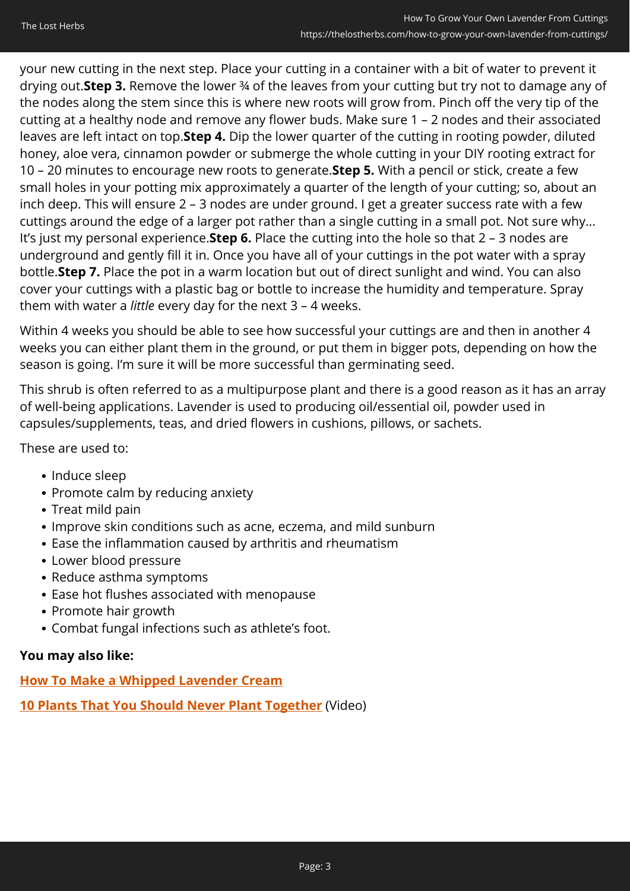your new cutting in the next step. Place your cutting in a container with a bit of water to prevent it drying out.**Step 3.** Remove the lower ¾ of the leaves from your cutting but try not to damage any of the nodes along the stem since this is where new roots will grow from. Pinch off the very tip of the cutting at a healthy node and remove any flower buds. Make sure 1 – 2 nodes and their associated leaves are left intact on top.**Step 4.** Dip the lower quarter of the cutting in rooting powder, diluted honey, aloe vera, cinnamon powder or submerge the whole cutting in your DIY rooting extract for 10 – 20 minutes to encourage new roots to generate.**Step 5.** With a pencil or stick, create a few small holes in your potting mix approximately a quarter of the length of your cutting; so, about an inch deep. This will ensure 2 – 3 nodes are under ground. I get a greater success rate with a few cuttings around the edge of a larger pot rather than a single cutting in a small pot. Not sure why… It's just my personal experience.**Step 6.** Place the cutting into the hole so that 2 – 3 nodes are underground and gently fill it in. Once you have all of your cuttings in the pot water with a spray bottle.**Step 7.** Place the pot in a warm location but out of direct sunlight and wind. You can also cover your cuttings with a plastic bag or bottle to increase the humidity and temperature. Spray them with water a *little* every day for the next 3 – 4 weeks.

Within 4 weeks you should be able to see how successful your cuttings are and then in another 4 weeks you can either plant them in the ground, or put them in bigger pots, depending on how the season is going. I'm sure it will be more successful than germinating seed.

This shrub is often referred to as a multipurpose plant and there is a good reason as it has an array of well-being applications. Lavender is used to producing oil/essential oil, powder used in capsules/supplements, teas, and dried flowers in cushions, pillows, or sachets.

These are used to:

- Induce sleep
- Promote calm by reducing anxiety
- Treat mild pain
- Improve skin conditions such as acne, eczema, and mild sunburn
- Ease the inflammation caused by arthritis and rheumatism
- Lower blood pressure
- Reduce asthma symptoms
- Ease hot flushes associated with menopause
- Promote hair growth
- Combat fungal infections such as athlete's foot.

**You may also like:**

**How To Make a Whipped Lavender Cream**

**10 Plants That You Should Never Plant Together** (Video)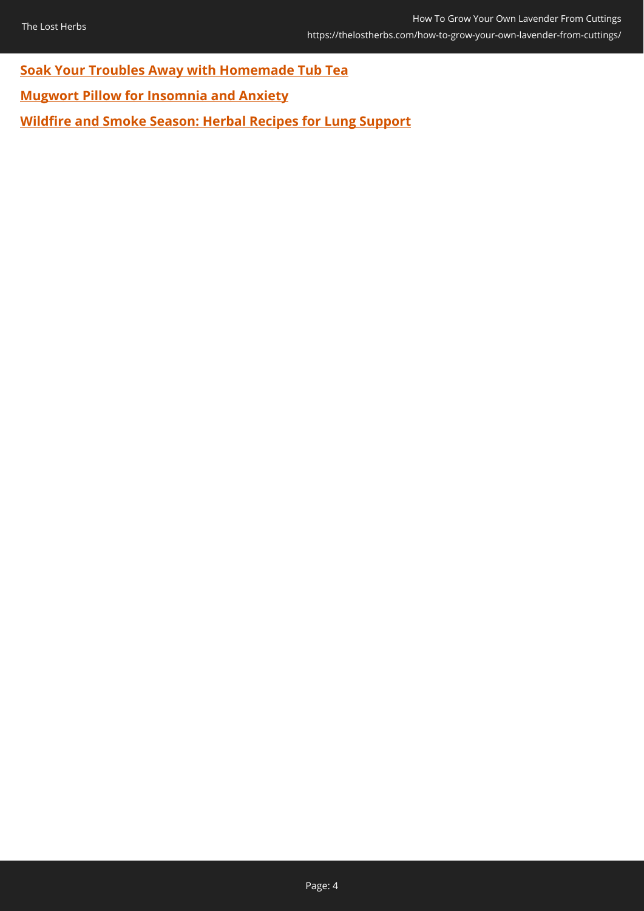**Soak Your Troubles Away with Homemade Tub Tea**

**Mugwort Pillow for Insomnia and Anxiety**

**Wildfire and Smoke Season: Herbal Recipes for Lung Support**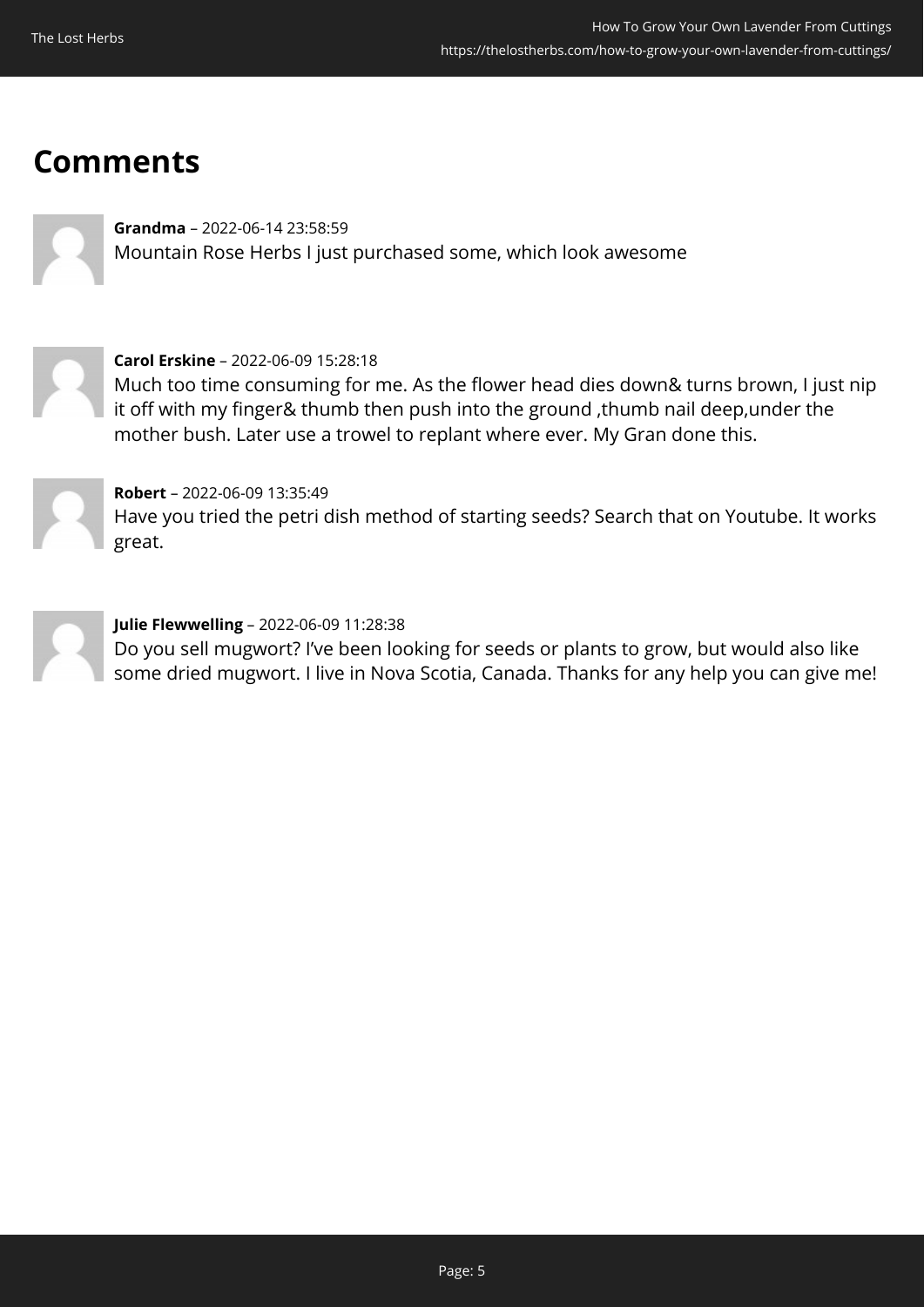## Comments

**Grandma** – 2022-06-14 23:58:59
Mountain Rose Herbs I just purchased some, which look awesome

**Carol Erskine** – 2022-06-09 15:28:18
Much too time consuming for me. As the flower head dies down& turns brown, I just nip it off with my finger& thumb then push into the ground ,thumb nail deep,under the mother bush. Later use a trowel to replant where ever. My Gran done this.

**Robert** – 2022-06-09 13:35:49
Have you tried the petri dish method of starting seeds? Search that on Youtube. It works great.

**Julie Flewwelling** – 2022-06-09 11:28:38
Do you sell mugwort? I've been looking for seeds or plants to grow, but would also like some dried mugwort. I live in Nova Scotia, Canada. Thanks for any help you can give me!